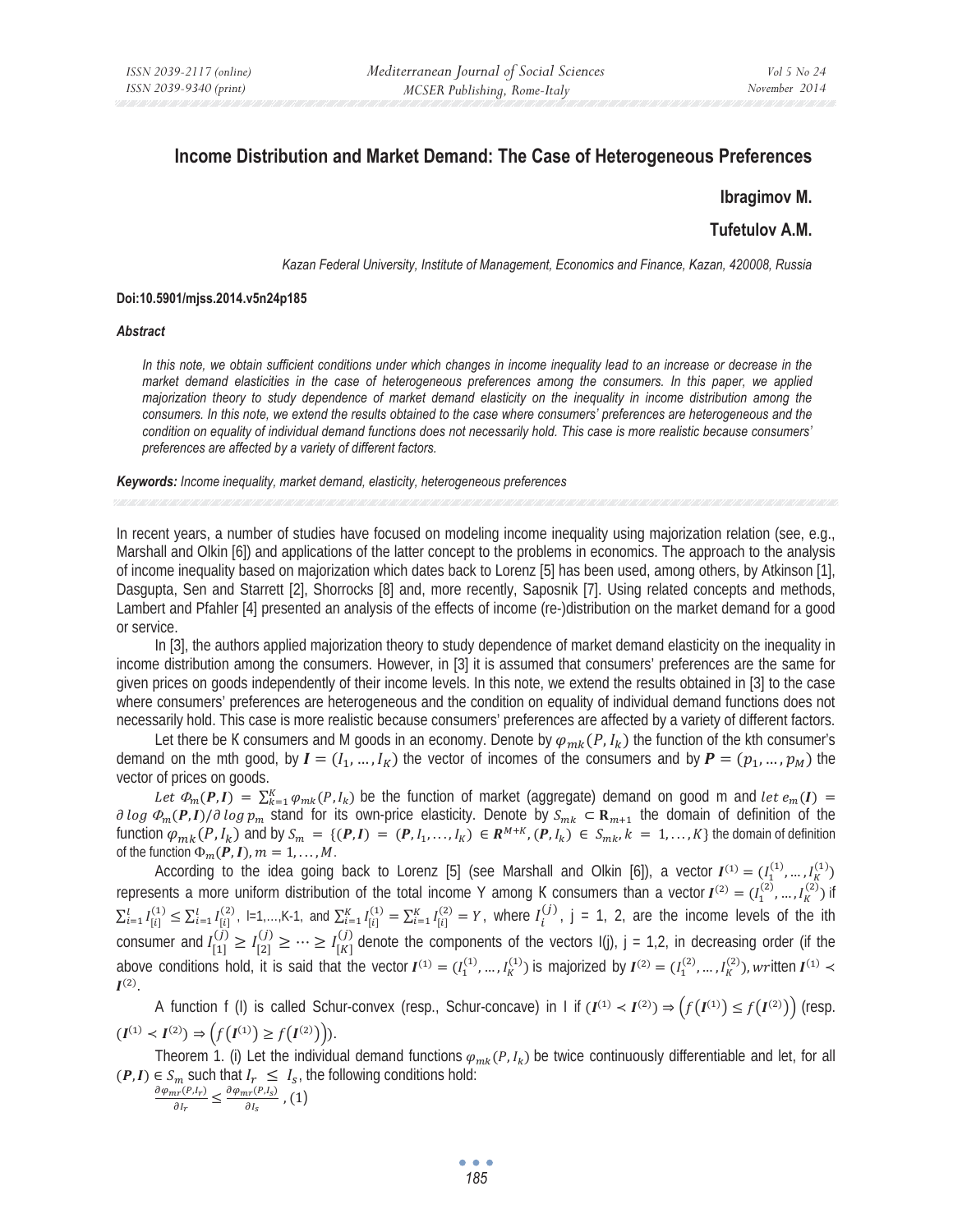# Income Distribution and Market Demand: The Case of Heterogeneous Preferences

**Ibragimov M.**

**Tufetulov A.M.**

*Kazan Federal University, Institute of Management, Economics and Finance, Kazan, 420008, Russia*

**Doi:10.5901/mjss.2014.v5n24p185**

***Abstract***

*In this note, we obtain sufficient conditions under which changes in income inequality lead to an increase or decrease in the market demand elasticities in the case of heterogeneous preferences among the consumers. In this paper, we applied majorization theory to study dependence of market demand elasticity on the inequality in income distribution among the consumers. In this note, we extend the results obtained to the case where consumers' preferences are heterogeneous and the condition on equality of individual demand functions does not necessarily hold. This case is more realistic because consumers' preferences are affected by a variety of different factors.*

***Keywords:** Income inequality, market demand, elasticity, heterogeneous preferences*

In recent years, a number of studies have focused on modeling income inequality using majorization relation (see, e.g., Marshall and Olkin [6]) and applications of the latter concept to the problems in economics. The approach to the analysis of income inequality based on majorization which dates back to Lorenz [5] has been used, among others, by Atkinson [1], Dasgupta, Sen and Starrett [2], Shorrocks [8] and, more recently, Saposnik [7]. Using related concepts and methods, Lambert and Pfahler [4] presented an analysis of the effects of income (re-)distribution on the market demand for a good or service.

In [3], the authors applied majorization theory to study dependence of market demand elasticity on the inequality in income distribution among the consumers. However, in [3] it is assumed that consumers' preferences are the same for given prices on goods independently of their income levels. In this note, we extend the results obtained in [3] to the case where consumers' preferences are heterogeneous and the condition on equality of individual demand functions does not necessarily hold. This case is more realistic because consumers' preferences are affected by a variety of different factors.

Let there be K consumers and M goods in an economy. Denote by $\varphi_{mk}(P, I_k)$ the function of the kth consumer's demand on the mth good, by $\boldsymbol{I} = (I_1, \dots, I_K)$ the vector of incomes of the consumers and by $\boldsymbol{P} = (p_1, \dots, p_M)$ the vector of prices on goods.

*Let* $\Phi_m(\boldsymbol{P}, \boldsymbol{I}) = \sum_{k=1}^{K} \varphi_{mk}(P, I_k)$ be the function of market (aggregate) demand on good m and *let* $e_m(\boldsymbol{I}) = \partial \log \Phi_m(\boldsymbol{P}, \boldsymbol{I}) / \partial \log p_m$ stand for its own-price elasticity. Denote by $S_{mk} \subset \mathbf{R}_{m+1}$ the domain of definition of the function $\varphi_{mk}(P, I_k)$ and by $S_m = \{(\boldsymbol{P}, \boldsymbol{I}) = (\boldsymbol{P}, I_1, \dots, I_K) \in \boldsymbol{R}^{M+K}, (\boldsymbol{P}, I_k) \in S_{mk}, k = 1, \dots, K\}$ the domain of definition of the function $\Phi_m(\boldsymbol{P}, \boldsymbol{I}), m = 1, \dots, M$.

According to the idea going back to Lorenz [5] (see Marshall and Olkin [6]), a vector $\boldsymbol{I}^{(1)} = (I_1^{(1)}, \dots, I_K^{(1)})$ represents a more uniform distribution of the total income Y among K consumers than a vector $\boldsymbol{I}^{(2)} = (I_1^{(2)}, \dots, I_K^{(2)})$ if $\sum_{i=1}^{l} I_{[i]}^{(1)} \le \sum_{i=1}^{l} I_{[i]}^{(2)}$, l=1,…,K-1, and $\sum_{i=1}^{K} I_{[i]}^{(1)} = \sum_{i=1}^{K} I_{[i]}^{(2)} = Y$, where $I_i^{(j)}$, j = 1, 2, are the income levels of the ith consumer and $I_{[1]}^{(j)} \ge I_{[2]}^{(j)} \ge \dots \ge I_{[K]}^{(j)}$ denote the components of the vectors I(j), j = 1,2, in decreasing order (if the above conditions hold, it is said that the vector $\boldsymbol{I}^{(1)} = (I_1^{(1)}, \dots, I_K^{(1)})$ is majorized by $\boldsymbol{I}^{(2)} = (I_1^{(2)}, \dots, I_K^{(2)})$, *written* $\boldsymbol{I}^{(1)} \prec \boldsymbol{I}^{(2)}$.

A function f (I) is called Schur-convex (resp., Schur-concave) in I if $(\boldsymbol{I}^{(1)} \prec \boldsymbol{I}^{(2)}) \Rightarrow \left(f(\boldsymbol{I}^{(1)}) \le f(\boldsymbol{I}^{(2)})\right)$ (resp. $(\boldsymbol{I}^{(1)} \prec \boldsymbol{I}^{(2)}) \Rightarrow \left(f(\boldsymbol{I}^{(1)}) \ge f(\boldsymbol{I}^{(2)})\right)$).

Theorem 1. (i) Let the individual demand functions $\varphi_{mk}(P, I_k)$ be twice continuously differentiable and let, for all $(\boldsymbol{P}, \boldsymbol{I}) \in S_m$ such that $I_r \le I_s$, the following conditions hold:

$$\frac{\partial \varphi_{mr}(P, I_r)}{\partial I_r} \le \frac{\partial \varphi_{mr}(P, I_s)}{\partial I_s}, (1)$$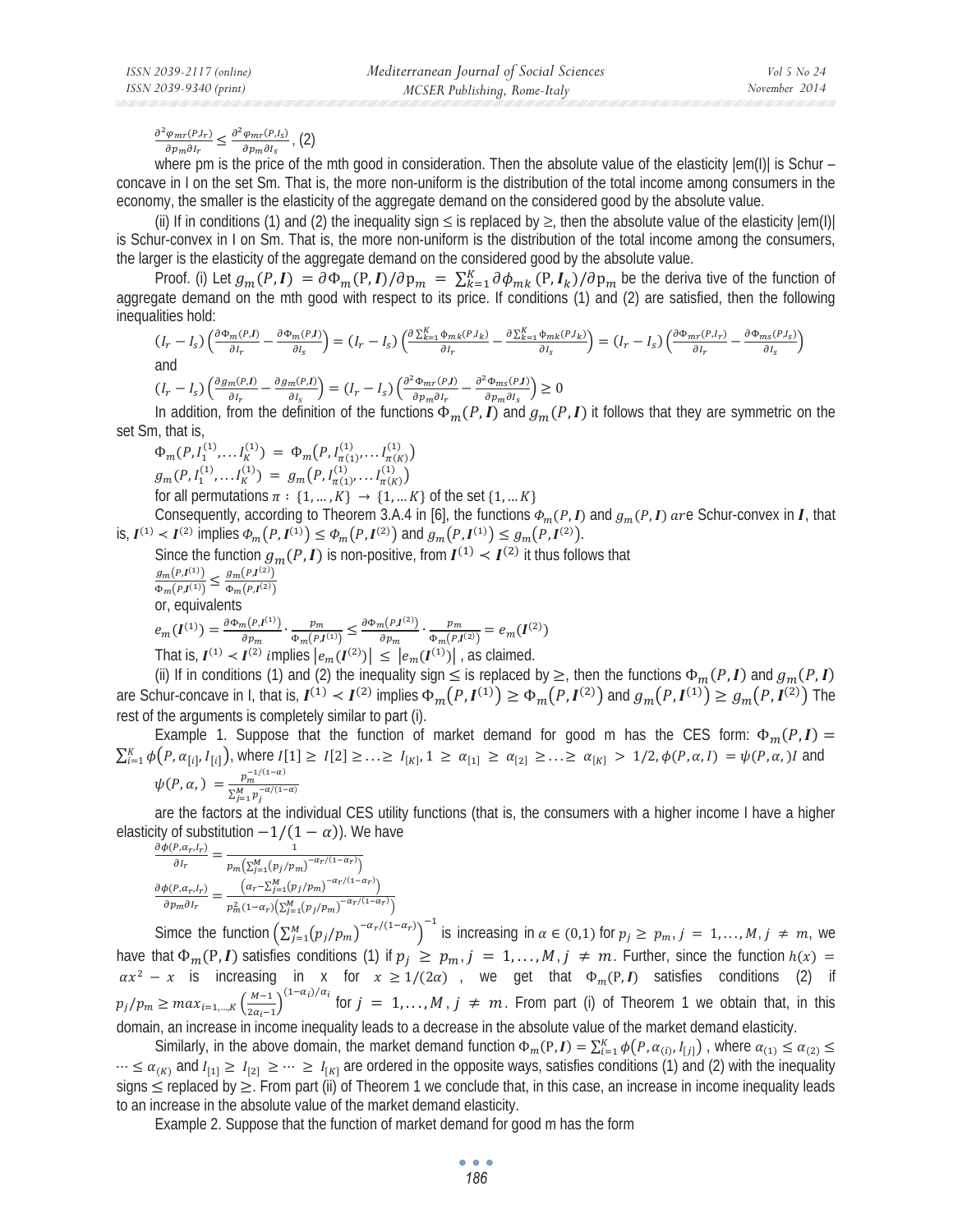$$\frac{\partial^2 \varphi_{mr}(P,I_r)}{\partial p_m \partial I_r} \leq \frac{\partial^2 \varphi_{mr}(P,I_s)}{\partial p_m \partial I_s}, \text{ (2)}$$

where pm is the price of the mth good in consideration. Then the absolute value of the elasticity |em(I)| is Schur – concave in I on the set Sm. That is, the more non-uniform is the distribution of the total income among consumers in the economy, the smaller is the elasticity of the aggregate demand on the considered good by the absolute value.

(ii) If in conditions (1) and (2) the inequality sign ≤ is replaced by ≥, then the absolute value of the elasticity |em(I)| is Schur-convex in I on Sm. That is, the more non-uniform is the distribution of the total income among the consumers, the larger is the elasticity of the aggregate demand on the considered good by the absolute value.

Proof. (i) Let $g_m(P, \boldsymbol{I}) = \partial \Phi_m(\mathrm{P}, \boldsymbol{I})/\partial \mathrm{p}_m = \sum_{k=1}^{K} \partial \phi_{mk}(\mathrm{P}, \boldsymbol{I}_k)/\partial \mathrm{p}_m$ be the deriva tive of the function of aggregate demand on the mth good with respect to its price. If conditions (1) and (2) are satisfied, then the following inequalities hold:

$$(I_r - I_s)\left(\frac{\partial \Phi_m(P,\boldsymbol{I})}{\partial I_r} - \frac{\partial \Phi_m(P,\boldsymbol{I})}{\partial I_s}\right) = (I_r - I_s)\left(\frac{\partial \sum_{k=1}^{K} \phi_{mk}(P,I_k)}{\partial I_r} - \frac{\partial \sum_{k=1}^{K} \phi_{mk}(P,I_k)}{\partial I_s}\right) = (I_r - I_s)\left(\frac{\partial \Phi_{mr}(P,I_r)}{\partial I_r} - \frac{\partial \Phi_{ms}(P,I_s)}{\partial I_s}\right)$$

and

$$(I_r - I_s)\left(\frac{\partial g_m(P,\boldsymbol{I})}{\partial I_r} - \frac{\partial g_m(P,\boldsymbol{I})}{\partial I_s}\right) = (I_r - I_s)\left(\frac{\partial^2 \Phi_{mr}(P,\boldsymbol{I})}{\partial p_m \partial I_r} - \frac{\partial^2 \Phi_{ms}(P,\boldsymbol{I})}{\partial p_m \partial I_s}\right) \geq 0$$

In addition, from the definition of the functions $\Phi_m(P, \boldsymbol{I})$ and $g_m(P, \boldsymbol{I})$ it follows that they are symmetric on the set Sm, that is,

$$\Phi_m(P, I_1^{(1)}, \ldots I_K^{(1)}) = \Phi_m(P, I_{\pi(1)}^{(1)}, \ldots I_{\pi(K)}^{(1)})$$

$$g_m(P, I_1^{(1)}, \ldots I_K^{(1)}) = g_m(P, I_{\pi(1)}^{(1)}, \ldots I_{\pi(K)}^{(1)})$$

for all permutations $\pi : \{1, \ldots, K\} \rightarrow \{1, \ldots K\}$ of the set $\{1, \ldots K\}$

Consequently, according to Theorem 3.A.4 in [6], the functions $\Phi_m(P, \boldsymbol{I})$ and $g_m(P, \boldsymbol{I})$ are Schur-convex in $\boldsymbol{I}$, that is, $\boldsymbol{I}^{(1)} \prec \boldsymbol{I}^{(2)}$ implies $\Phi_m(P, \boldsymbol{I}^{(1)}) \leq \Phi_m(P, \boldsymbol{I}^{(2)})$ and $g_m(P, \boldsymbol{I}^{(1)}) \leq g_m(P, \boldsymbol{I}^{(2)})$.

Since the function $g_m(P, \boldsymbol{I})$ is non-positive, from $\boldsymbol{I}^{(1)} \prec \boldsymbol{I}^{(2)}$ it thus follows that

$$\frac{g_m(P,\boldsymbol{I}^{(1)})}{\Phi_m(P,\boldsymbol{I}^{(1)})} \leq \frac{g_m(P,\boldsymbol{I}^{(2)})}{\Phi_m(P,\boldsymbol{I}^{(2)})}$$

or, equivalents

$$e_m(\boldsymbol{I}^{(1)}) = \frac{\partial \Phi_m(P,\boldsymbol{I}^{(1)})}{\partial p_m} \cdot \frac{p_m}{\Phi_m(P,\boldsymbol{I}^{(1)})} \leq \frac{\partial \Phi_m(P,\boldsymbol{I}^{(2)})}{\partial p_m} \cdot \frac{p_m}{\Phi_m(P,\boldsymbol{I}^{(2)})} = e_m(\boldsymbol{I}^{(2)})$$

That is, $\boldsymbol{I}^{(1)} \prec \boldsymbol{I}^{(2)}$ implies $|e_m(\boldsymbol{I}^{(2)})| \leq |e_m(\boldsymbol{I}^{(1)})|$, as claimed.

(ii) If in conditions (1) and (2) the inequality sign ≤ is replaced by ≥, then the functions $\Phi_m(P, \boldsymbol{I})$ and $g_m(P, \boldsymbol{I})$ are Schur-concave in I, that is, $\boldsymbol{I}^{(1)} \prec \boldsymbol{I}^{(2)}$ implies $\Phi_m(P, \boldsymbol{I}^{(1)}) \geq \Phi_m(P, \boldsymbol{I}^{(2)})$ and $g_m(P, \boldsymbol{I}^{(1)}) \geq g_m(P, \boldsymbol{I}^{(2)})$ The rest of the arguments is completely similar to part (i).

Example 1. Suppose that the function of market demand for good m has the CES form: $\Phi_m(P, \boldsymbol{I}) = \sum_{i=1}^{K} \phi(P, \alpha_{[i]}, I_{[i]})$, where $I[1] \geq I[2] \geq \ldots \geq I_{[K]}, 1 \geq \alpha_{[1]} \geq \alpha_{[2]} \geq \ldots \geq \alpha_{[K]} > 1/2, \phi(P, \alpha, I) = \psi(P, \alpha, )I$ and

$$\psi(P, \alpha, ) = \frac{p_m^{-1/(1-\alpha)}}{\sum_{j=1}^{M} p_j^{-\alpha/(1-\alpha)}}$$

are the factors at the individual CES utility functions (that is, the consumers with a higher income I have a higher elasticity of substitution $-1/(1-\alpha)$). We have

$$\frac{\partial \phi(P,\alpha_r,I_r)}{\partial I_r} = \frac{1}{p_m\left(\sum_{j=1}^{M} (p_j/p_m)^{-\alpha_r/(1-\alpha_r)}\right)}$$

$$\frac{\partial \phi(P,\alpha_r,I_r)}{\partial p_m \partial I_r} = \frac{\left(\alpha_r - \sum_{j=1}^{M} (p_j/p_m)^{-\alpha_r/(1-\alpha_r)}\right)}{p_m^2(1-\alpha_r)\left(\sum_{j=1}^{M} (p_j/p_m)^{-\alpha_r/(1-\alpha_r)}\right)}$$

Simce the function $\left(\sum_{j=1}^{M} (p_j/p_m)^{-\alpha_r/(1-\alpha_r)}\right)^{-1}$ is increasing in $\alpha \in (0,1)$ for $p_j \geq p_m, j = 1, \ldots, M, j \neq m$, we have that $\Phi_m(\mathrm{P}, \boldsymbol{I})$ satisfies conditions (1) if $p_j \geq p_m, j = 1, \ldots, M, j \neq m$. Further, since the function $h(x) = \alpha x^2 - x$ is increasing in x for $x \geq 1/(2\alpha)$, we get that $\Phi_m(\mathrm{P}, \boldsymbol{I})$ satisfies conditions (2) if $p_j/p_m \geq max_{i=1,\ldots,K}\left(\frac{M-1}{2\alpha_i - 1}\right)^{(1-\alpha_i)/\alpha_i}$ for $j = 1, \ldots, M, j \neq m$. From part (i) of Theorem 1 we obtain that, in this domain, an increase in income inequality leads to a decrease in the absolute value of the market demand elasticity.

Similarly, in the above domain, the market demand function $\Phi_m(\mathrm{P}, \boldsymbol{I}) = \sum_{i=1}^{K} \phi(P, \alpha_{(i)}, I_{[j]})$, where $\alpha_{(1)} \leq \alpha_{(2)} \leq \cdots \leq \alpha_{(K)}$ and $I_{[1]} \geq I_{[2]} \geq \cdots \geq I_{[K]}$ are ordered in the opposite ways, satisfies conditions (1) and (2) with the inequality signs ≤ replaced by ≥. From part (ii) of Theorem 1 we conclude that, in this case, an increase in income inequality leads to an increase in the absolute value of the market demand elasticity.

Example 2. Suppose that the function of market demand for good m has the form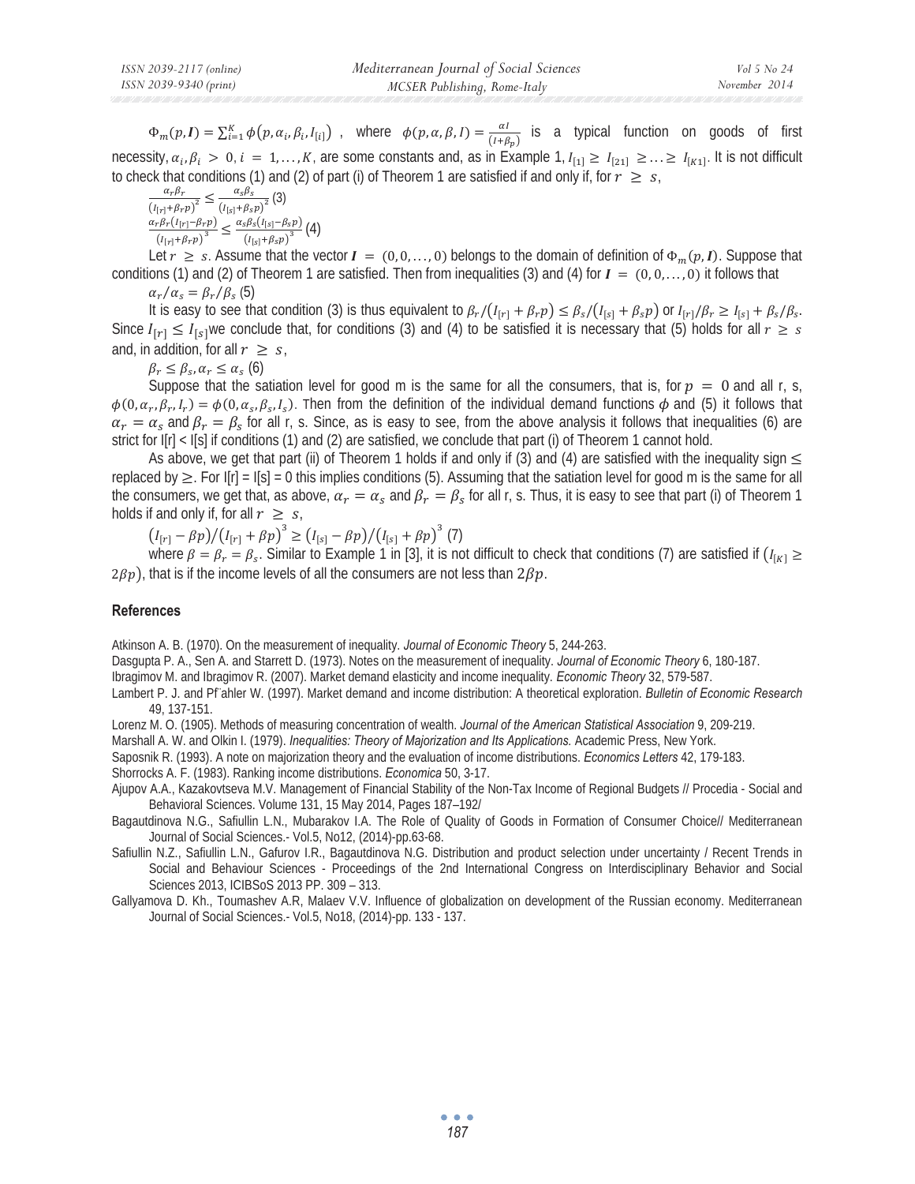$\Phi_m(p, \boldsymbol{I}) = \sum_{i=1}^{K} \phi(p, \alpha_i, \beta_i, I_{[i]})$ , where $\phi(p, \alpha, \beta, I) = \frac{\alpha I}{(I + \beta_p)}$ is a typical function on goods of first necessity, $\alpha_i, \beta_i > 0, i = 1, \ldots, K$, are some constants and, as in Example 1, $I_{[1]} \geq I_{[21]} \geq \ldots \geq I_{[K1]}$. It is not difficult to check that conditions (1) and (2) of part (i) of Theorem 1 are satisfied if and only if, for $r \geq s$,

$$\frac{\alpha_r \beta_r}{(I_{[r]} + \beta_r p)^2} \leq \frac{\alpha_s \beta_s}{(I_{[s]} + \beta_s p)^2} \ (3)$$

$$\frac{\alpha_r \beta_r (I_{[r]} - \beta_r p)}{(I_{[r]} + \beta_r p)^3} \leq \frac{\alpha_s \beta_s (I_{[s]} - \beta_s p)}{(I_{[s]} + \beta_s p)^3} \ (4)$$

Let $r \geq s$. Assume that the vector $\boldsymbol{I} = (0, 0, \ldots, 0)$ belongs to the domain of definition of $\Phi_m(p, \boldsymbol{I})$. Suppose that conditions (1) and (2) of Theorem 1 are satisfied. Then from inequalities (3) and (4) for $\boldsymbol{I} = (0, 0, \ldots, 0)$ it follows that

$$\alpha_r / \alpha_s = \beta_r / \beta_s \ (5)$$

It is easy to see that condition (3) is thus equivalent to $\beta_r / (I_{[r]} + \beta_r p) \leq \beta_s / (I_{[s]} + \beta_s p)$ or $I_{[r]} / \beta_r \geq I_{[s]} + \beta_s / \beta_s$. Since $I_{[r]} \leq I_{[s]}$we conclude that, for conditions (3) and (4) to be satisfied it is necessary that (5) holds for all $r \geq s$ and, in addition, for all $r \geq s$,

$$\beta_r \leq \beta_s, \alpha_r \leq \alpha_s \ (6)$$

Suppose that the satiation level for good m is the same for all the consumers, that is, for $p = 0$ and all r, s, $\phi(0, \alpha_r, \beta_r, I_r) = \phi(0, \alpha_s, \beta_s, I_s)$. Then from the definition of the individual demand functions $\phi$ and (5) it follows that $\alpha_r = \alpha_s$ and $\beta_r = \beta_s$ for all r, s. Since, as is easy to see, from the above analysis it follows that inequalities (6) are strict for I[r] < I[s] if conditions (1) and (2) are satisfied, we conclude that part (i) of Theorem 1 cannot hold.

As above, we get that part (ii) of Theorem 1 holds if and only if (3) and (4) are satisfied with the inequality sign $\leq$ replaced by $\geq$. For I[r] = I[s] = 0 this implies conditions (5). Assuming that the satiation level for good m is the same for all the consumers, we get that, as above, $\alpha_r = \alpha_s$ and $\beta_r = \beta_s$ for all r, s. Thus, it is easy to see that part (i) of Theorem 1 holds if and only if, for all $r \geq s$,

$$(I_{[r]} - \beta p) / (I_{[r]} + \beta p)^3 \geq (I_{[s]} - \beta p) / (I_{[s]} + \beta p)^3 \ (7)$$

where $\beta = \beta_r = \beta_s$. Similar to Example 1 in [3], it is not difficult to check that conditions (7) are satisfied if $(I_{[K]} \geq 2\beta p)$, that is if the income levels of all the consumers are not less than $2\beta p$.

### References

Atkinson A. B. (1970). On the measurement of inequality. *Journal of Economic Theory* 5, 244-263.

Dasgupta P. A., Sen A. and Starrett D. (1973). Notes on the measurement of inequality. *Journal of Economic Theory* 6, 180-187.

Ibragimov M. and Ibragimov R. (2007). Market demand elasticity and income inequality. *Economic Theory* 32, 579-587.

Lambert P. J. and Pf¨ahler W. (1997). Market demand and income distribution: A theoretical exploration. *Bulletin of Economic Research* 49, 137-151.

Lorenz M. O. (1905). Methods of measuring concentration of wealth. *Journal of the American Statistical Association* 9, 209-219.

Marshall A. W. and Olkin I. (1979). *Inequalities: Theory of Majorization and Its Applications.* Academic Press, New York.

Saposnik R. (1993). A note on majorization theory and the evaluation of income distributions. *Economics Letters* 42, 179-183.

Shorrocks A. F. (1983). Ranking income distributions. *Economica* 50, 3-17.

Ajupov A.A., Kazakovtseva M.V. Management of Financial Stability of the Non-Tax Income of Regional Budgets // Procedia - Social and Behavioral Sciences. Volume 131, 15 May 2014, Pages 187–192/

Bagautdinova N.G., Safiullin L.N., Mubarakov I.A. The Role of Quality of Goods in Formation of Consumer Choice// Mediterranean Journal of Social Sciences.- Vol.5, No12, (2014)-pp.63-68.

Safiullin N.Z., Safiullin L.N., Gafurov I.R., Bagautdinova N.G. Distribution and product selection under uncertainty / Recent Trends in Social and Behaviour Sciences - Proceedings of the 2nd International Congress on Interdisciplinary Behavior and Social Sciences 2013, ICIBSoS 2013 PP. 309 – 313.

Gallyamova D. Kh., Toumashev A.R, Malaev V.V. Influence of globalization on development of the Russian economy. Mediterranean Journal of Social Sciences.- Vol.5, No18, (2014)-pp. 133 - 137.